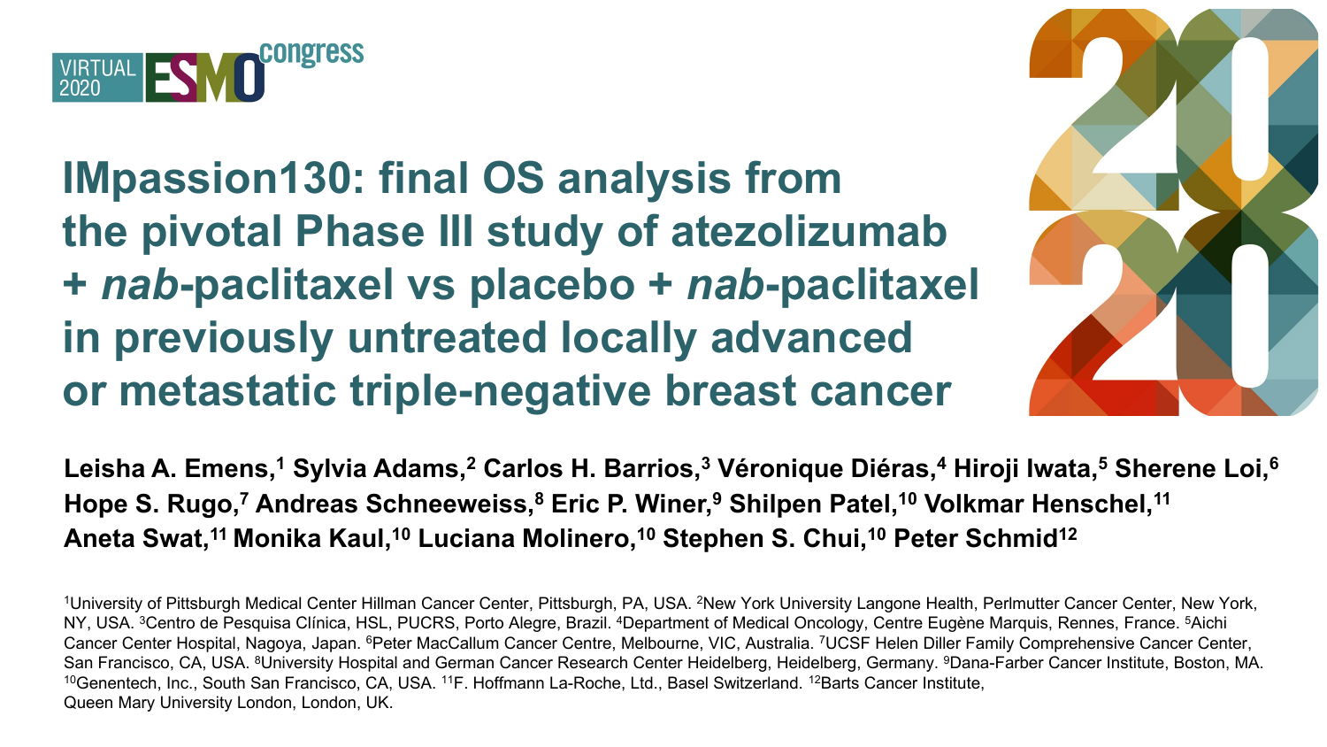VIRTUAL 2020 ESMO congress

# IMpassion130: final OS analysis from the pivotal Phase III study of atezolizumab + *nab*-paclitaxel vs placebo + *nab*-paclitaxel in previously untreated locally advanced or metastatic triple-negative breast cancer

**Leisha A. Emens,[1] Sylvia Adams,[2] Carlos H. Barrios,[3] Véronique Diéras,[4] Hiroji Iwata,[5] Sherene Loi,[6] Hope S. Rugo,[7] Andreas Schneeweiss,[8] Eric P. Winer,[9] Shilpen Patel,[10] Volkmar Henschel,[11] Aneta Swat,[11] Monika Kaul,[10] Luciana Molinero,[10] Stephen S. Chui,[10] Peter Schmid[12]**

[1]University of Pittsburgh Medical Center Hillman Cancer Center, Pittsburgh, PA, USA. [2]New York University Langone Health, Perlmutter Cancer Center, New York, NY, USA. [3]Centro de Pesquisa Clínica, HSL, PUCRS, Porto Alegre, Brazil. [4]Department of Medical Oncology, Centre Eugène Marquis, Rennes, France. [5]Aichi Cancer Center Hospital, Nagoya, Japan. [6]Peter MacCallum Cancer Centre, Melbourne, VIC, Australia. [7]UCSF Helen Diller Family Comprehensive Cancer Center, San Francisco, CA, USA. [8]University Hospital and German Cancer Research Center Heidelberg, Heidelberg, Germany. [9]Dana-Farber Cancer Institute, Boston, MA. [10]Genentech, Inc., South San Francisco, CA, USA. [11]F. Hoffmann La-Roche, Ltd., Basel Switzerland. [12]Barts Cancer Institute, Queen Mary University London, London, UK.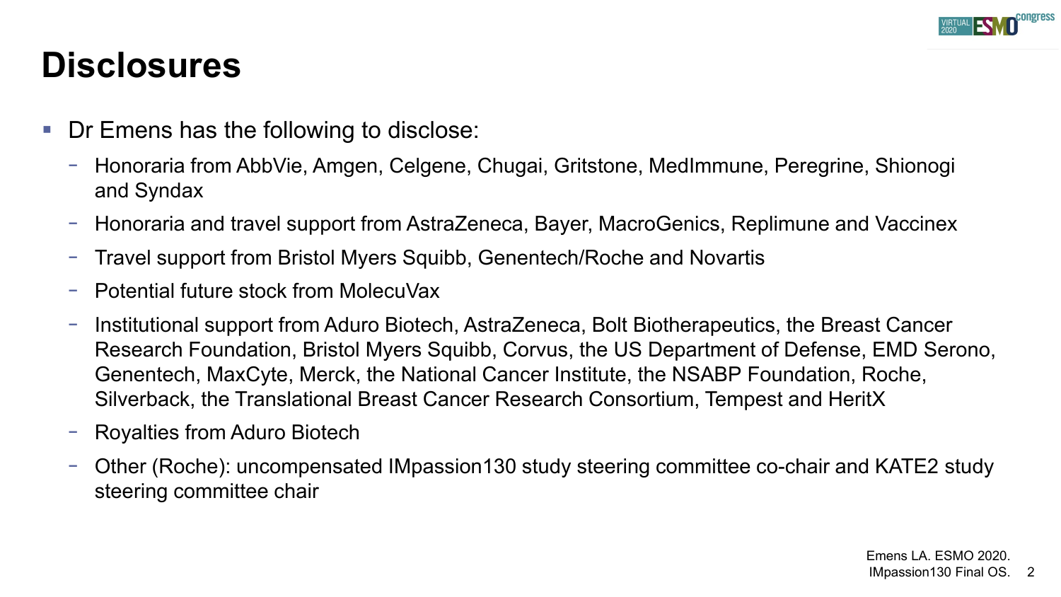# Disclosures

- Dr Emens has the following to disclose:
  - Honoraria from AbbVie, Amgen, Celgene, Chugai, Gritstone, MedImmune, Peregrine, Shionogi and Syndax
  - Honoraria and travel support from AstraZeneca, Bayer, MacroGenics, Replimune and Vaccinex
  - Travel support from Bristol Myers Squibb, Genentech/Roche and Novartis
  - Potential future stock from MolecuVax
  - Institutional support from Aduro Biotech, AstraZeneca, Bolt Biotherapeutics, the Breast Cancer Research Foundation, Bristol Myers Squibb, Corvus, the US Department of Defense, EMD Serono, Genentech, MaxCyte, Merck, the National Cancer Institute, the NSABP Foundation, Roche, Silverback, the Translational Breast Cancer Research Consortium, Tempest and HeritX
  - Royalties from Aduro Biotech
  - Other (Roche): uncompensated IMpassion130 study steering committee co-chair and KATE2 study steering committee chair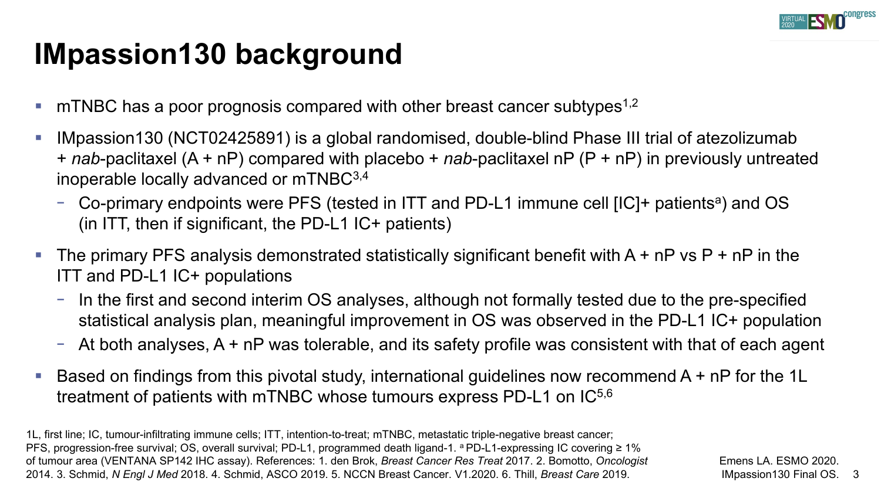# IMpassion130 background

- mTNBC has a poor prognosis compared with other breast cancer subtypes[1,2]
- IMpassion130 (NCT02425891) is a global randomised, double-blind Phase III trial of atezolizumab + *nab*-paclitaxel (A + nP) compared with placebo + *nab*-paclitaxel nP (P + nP) in previously untreated inoperable locally advanced or mTNBC[3,4]
  - Co-primary endpoints were PFS (tested in ITT and PD-L1 immune cell [IC]+ patients[a]) and OS (in ITT, then if significant, the PD-L1 IC+ patients)
- The primary PFS analysis demonstrated statistically significant benefit with A + nP vs P + nP in the ITT and PD-L1 IC+ populations
  - In the first and second interim OS analyses, although not formally tested due to the pre-specified statistical analysis plan, meaningful improvement in OS was observed in the PD-L1 IC+ population
  - At both analyses, A + nP was tolerable, and its safety profile was consistent with that of each agent
- Based on findings from this pivotal study, international guidelines now recommend A + nP for the 1L treatment of patients with mTNBC whose tumours express PD-L1 on IC[5,6]

1L, first line; IC, tumour-infiltrating immune cells; ITT, intention-to-treat; mTNBC, metastatic triple-negative breast cancer; PFS, progression-free survival; OS, overall survival; PD-L1, programmed death ligand-1. [a] PD-L1-expressing IC covering ≥ 1% of tumour area (VENTANA SP142 IHC assay). References: 1. den Brok, *Breast Cancer Res Treat* 2017. 2. Bomotto, *Oncologist* 2014. 3. Schmid, *N Engl J Med* 2018. 4. Schmid, ASCO 2019. 5. NCCN Breast Cancer. V1.2020. 6. Thill, *Breast Care* 2019.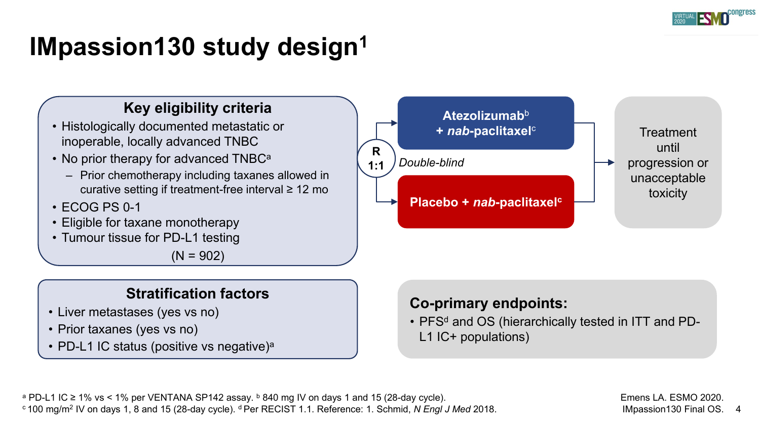# IMpassion130 study design[1]

**Key eligibility criteria**

- Histologically documented metastatic or inoperable, locally advanced TNBC
- No prior therapy for advanced TNBC[a]
  - Prior chemotherapy including taxanes allowed in curative setting if treatment-free interval ≥ 12 mo
- ECOG PS 0-1
- Eligible for taxane monotherapy
- Tumour tissue for PD-L1 testing

(N = 902)

**R 1:1**

*Double-blind*

- **Atezolizumab[b] + *nab*-paclitaxel[c]**
- **Placebo + *nab*-paclitaxel[c]**

Treatment until progression or unacceptable toxicity

**Stratification factors**

- Liver metastases (yes vs no)
- Prior taxanes (yes vs no)
- PD-L1 IC status (positive vs negative)[a]

**Co-primary endpoints:**

- PFS[d] and OS (hierarchically tested in ITT and PD-L1 IC+ populations)

[a] PD-L1 IC ≥ 1% vs < 1% per VENTANA SP142 assay. [b] 840 mg IV on days 1 and 15 (28-day cycle).
[c] 100 mg/m$^2$ IV on days 1, 8 and 15 (28-day cycle). [d] Per RECIST 1.1. Reference: 1. Schmid, *N Engl J Med* 2018.

Emens LA. ESMO 2020. IMpassion130 Final OS.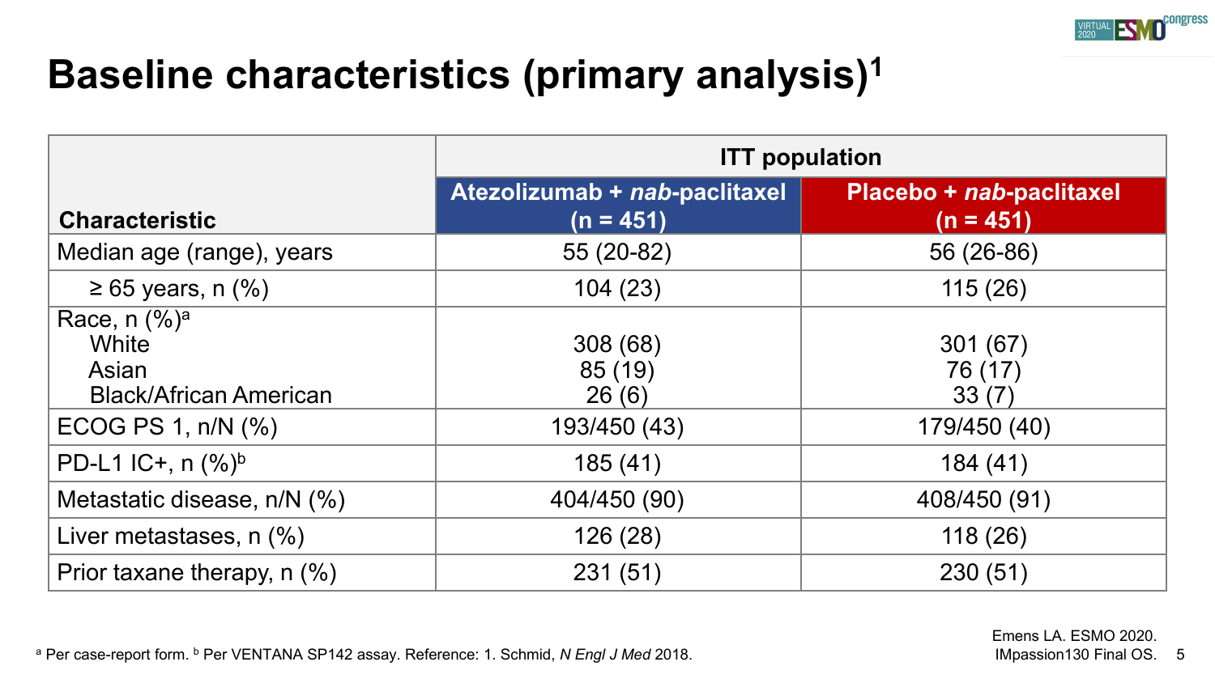# Baseline characteristics (primary analysis)[1]

| Characteristic | ITT population | |
|---|---|---|
| | Atezolizumab + *nab*-paclitaxel (n = 451) | Placebo + *nab*-paclitaxel (n = 451) |
| Median age (range), years | 55 (20-82) | 56 (26-86) |
| ≥ 65 years, n (%) | 104 (23) | 115 (26) |
| Race, n (%)[a] | | |
| White | 308 (68) | 301 (67) |
| Asian | 85 (19) | 76 (17) |
| Black/African American | 26 (6) | 33 (7) |
| ECOG PS 1, n/N (%) | 193/450 (43) | 179/450 (40) |
| PD-L1 IC+, n (%)[b] | 185 (41) | 184 (41) |
| Metastatic disease, n/N (%) | 404/450 (90) | 408/450 (91) |
| Liver metastases, n (%) | 126 (28) | 118 (26) |
| Prior taxane therapy, n (%) | 231 (51) | 230 (51) |

[a] Per case-report form. [b] Per VENTANA SP142 assay. Reference: 1. Schmid, *N Engl J Med* 2018.

Emens LA. ESMO 2020. IMpassion130 Final OS.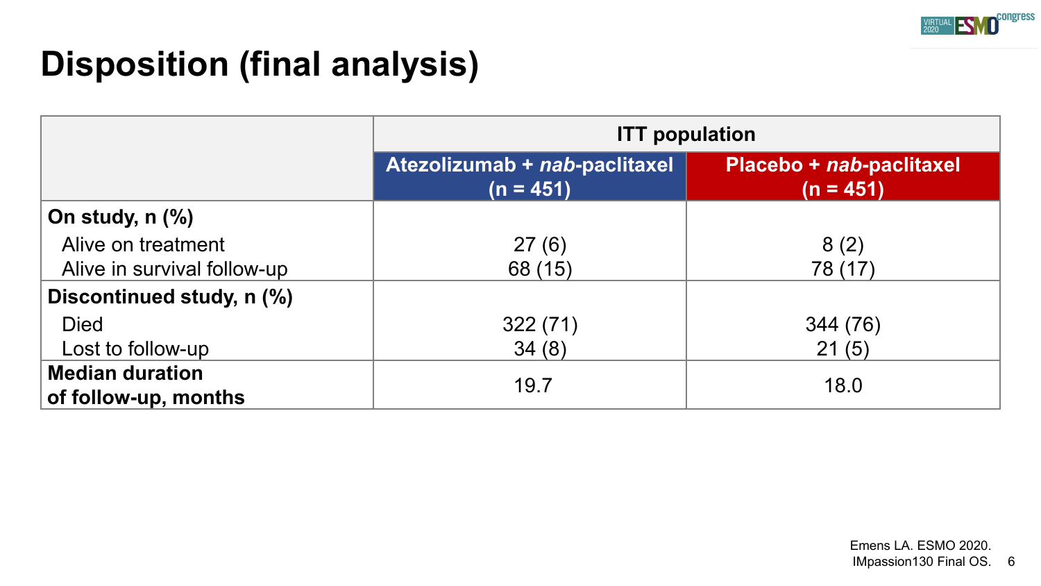# Disposition (final analysis)

| | ITT population | |
|---|---|---|
| | Atezolizumab + *nab*-paclitaxel (n = 451) | Placebo + *nab*-paclitaxel (n = 451) |
| **On study, n (%)** | | |
| Alive on treatment | 27 (6) | 8 (2) |
| Alive in survival follow-up | 68 (15) | 78 (17) |
| **Discontinued study, n (%)** | | |
| Died | 322 (71) | 344 (76) |
| Lost to follow-up | 34 (8) | 21 (5) |
| **Median duration of follow-up, months** | 19.7 | 18.0 |

Emens LA. ESMO 2020.
IMpassion130 Final OS.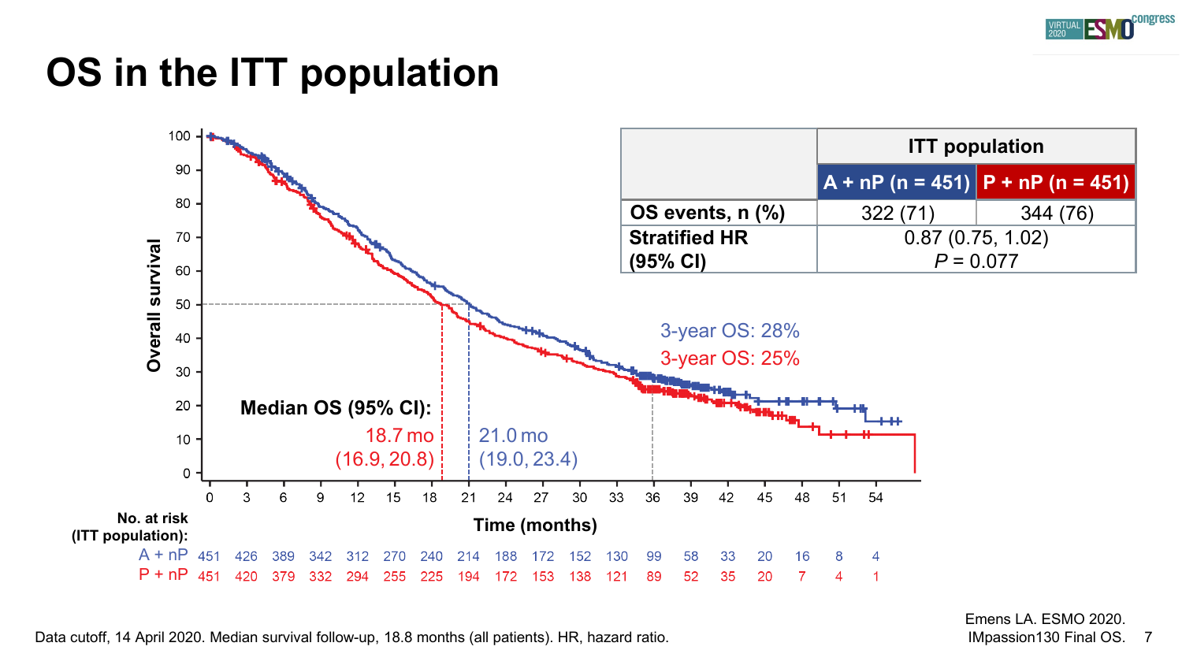# OS in the ITT population

| | ITT population | |
|---|---|---|
| | A + nP (n = 451) | P + nP (n = 451) |
| OS events, n (%) | 322 (71) | 344 (76) |
| Stratified HR (95% CI) | 0.87 (0.75, 1.02) $P = 0.077$ | |

Median OS (95% CI):

- A + nP: 21.0 mo (19.0, 23.4)
- P + nP: 18.7 mo (16.9, 20.8)

3-year OS: 28% (A + nP)

3-year OS: 25% (P + nP)

Overall survival vs. Time (months)

No. at risk (ITT population):

| Time (months) | 0 | 3 | 6 | 9 | 12 | 15 | 18 | 21 | 24 | 27 | 30 | 33 | 36 | 39 | 42 | 45 | 48 | 51 | 54 |
|---|---|---|---|---|---|---|---|---|---|---|---|---|---|---|---|---|---|---|---|
| A + nP | 451 | 426 | 389 | 342 | 312 | 270 | 240 | 214 | 188 | 172 | 152 | 130 | 99 | 58 | 33 | 20 | 16 | 8 | 4 |
| P + nP | 451 | 420 | 379 | 332 | 294 | 255 | 225 | 194 | 172 | 153 | 138 | 121 | 89 | 52 | 35 | 20 | 7 | 4 | 1 |

Data cutoff, 14 April 2020. Median survival follow-up, 18.8 months (all patients). HR, hazard ratio.

Emens LA. ESMO 2020. IMpassion130 Final OS.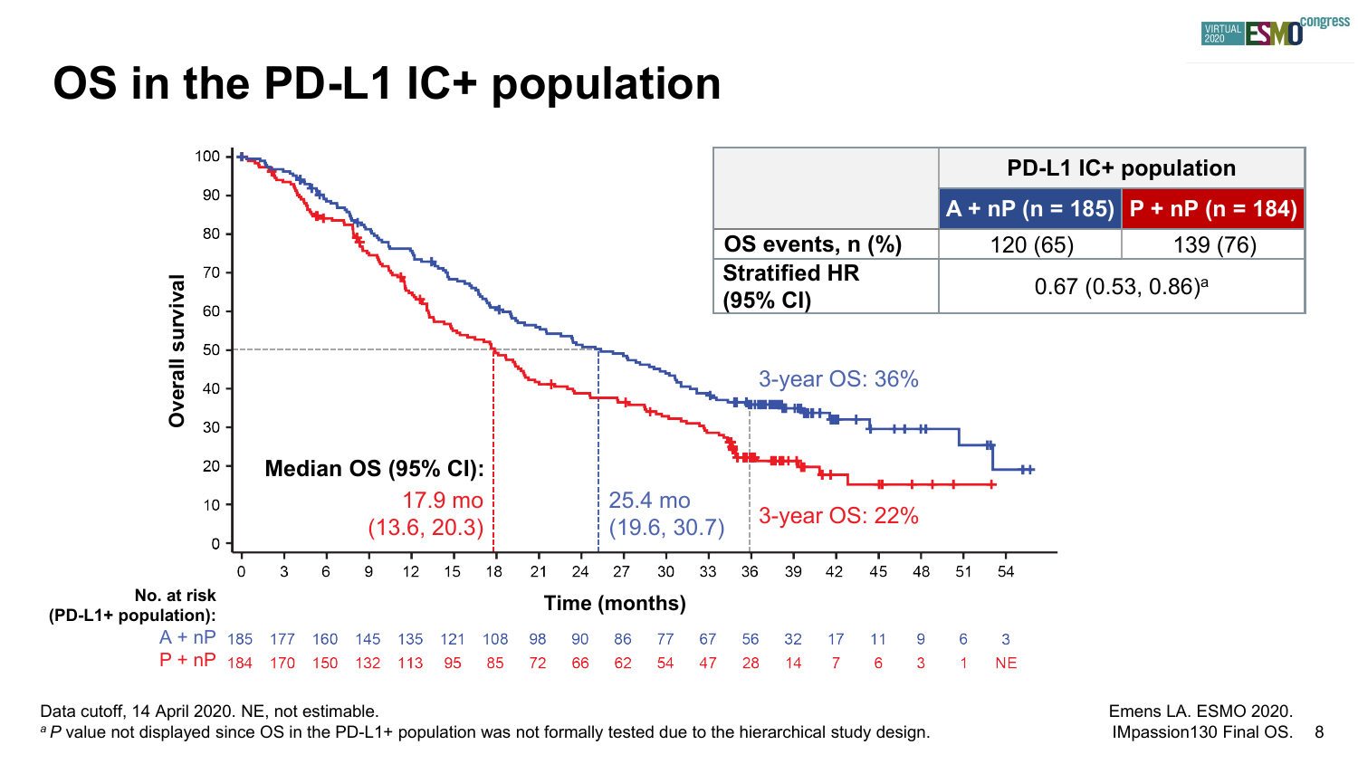# OS in the PD-L1 IC+ population

| | PD-L1 IC+ population | |
|---|---|---|
| | A + nP (n = 185) | P + nP (n = 184) |
| OS events, n (%) | 120 (65) | 139 (76) |
| Stratified HR (95% CI) | 0.67 (0.53, 0.86)[a] | |

Median OS (95% CI):

- P + nP: 17.9 mo (13.6, 20.3)
- A + nP: 25.4 mo (19.6, 30.7)

3-year OS: 36% (A + nP)

3-year OS: 22% (P + nP)

Overall survival vs. Time (months)

| No. at risk (PD-L1+ population): | 0 | 3 | 6 | 9 | 12 | 15 | 18 | 21 | 24 | 27 | 30 | 33 | 36 | 39 | 42 | 45 | 48 | 51 | 54 |
|---|---|---|---|---|---|---|---|---|---|---|---|---|---|---|---|---|---|---|---|
| A + nP | 185 | 177 | 160 | 145 | 135 | 121 | 108 | 98 | 90 | 86 | 77 | 67 | 56 | 32 | 17 | 11 | 9 | 6 | 3 |
| P + nP | 184 | 170 | 150 | 132 | 113 | 95 | 85 | 72 | 66 | 62 | 54 | 47 | 28 | 14 | 7 | 6 | 3 | 1 | NE |

Data cutoff, 14 April 2020. NE, not estimable.

[a] *P* value not displayed since OS in the PD-L1+ population was not formally tested due to the hierarchical study design.

Emens LA. ESMO 2020. IMpassion130 Final OS.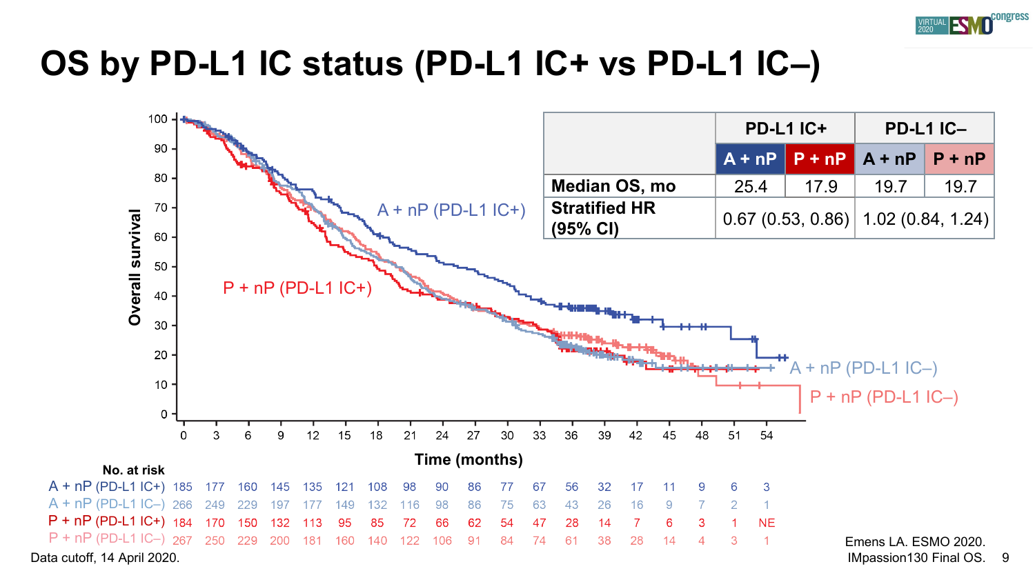# OS by PD-L1 IC status (PD-L1 IC+ vs PD-L1 IC–)

| | PD-L1 IC+ | | PD-L1 IC– | |
|---|---|---|---|---|
| | A + nP | P + nP | A + nP | P + nP |
| Median OS, mo | 25.4 | 17.9 | 19.7 | 19.7 |
| Stratified HR (95% CI) | 0.67 (0.53, 0.86) | | 1.02 (0.84, 1.24) | |

Overall survival

Time (months)

A + nP (PD-L1 IC+)

P + nP (PD-L1 IC+)

A + nP (PD-L1 IC–)

P + nP (PD-L1 IC–)

| No. at risk | 0 | 3 | 6 | 9 | 12 | 15 | 18 | 21 | 24 | 27 | 30 | 33 | 36 | 39 | 42 | 45 | 48 | 51 | 54 |
|---|---|---|---|---|---|---|---|---|---|---|---|---|---|---|---|---|---|---|---|
| A + nP (PD-L1 IC+) | 185 | 177 | 160 | 145 | 135 | 121 | 108 | 98 | 90 | 86 | 77 | 67 | 56 | 32 | 17 | 11 | 9 | 6 | 3 |
| A + nP (PD-L1 IC–) | 266 | 249 | 229 | 197 | 177 | 149 | 132 | 116 | 98 | 86 | 75 | 63 | 43 | 26 | 16 | 9 | 7 | 2 | 1 |
| P + nP (PD-L1 IC+) | 184 | 170 | 150 | 132 | 113 | 95 | 85 | 72 | 66 | 62 | 54 | 47 | 28 | 14 | 7 | 6 | 3 | 1 | NE |
| P + nP (PD-L1 IC–) | 267 | 250 | 229 | 200 | 181 | 160 | 140 | 122 | 106 | 91 | 84 | 74 | 61 | 38 | 28 | 14 | 4 | 3 | 1 |

Data cutoff, 14 April 2020.

Emens LA. ESMO 2020. IMpassion130 Final OS.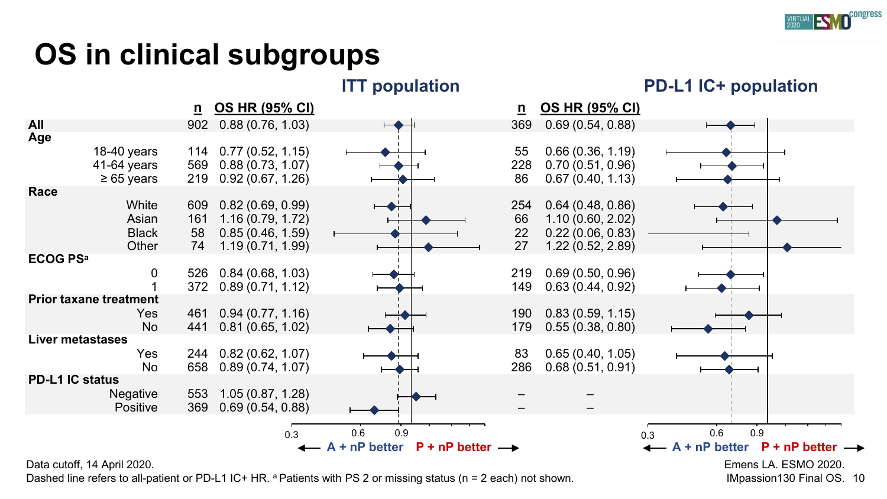# OS in clinical subgroups

| Subgroup | ITT population n | ITT OS HR (95% CI) | PD-L1 IC+ population n | PD-L1 IC+ OS HR (95% CI) |
|---|---|---|---|---|
| **All** | 902 | 0.88 (0.76, 1.03) | 369 | 0.69 (0.54, 0.88) |
| **Age** | | | | |
| 18-40 years | 114 | 0.77 (0.52, 1.15) | 55 | 0.66 (0.36, 1.19) |
| 41-64 years | 569 | 0.88 (0.73, 1.07) | 228 | 0.70 (0.51, 0.96) |
| ≥ 65 years | 219 | 0.92 (0.67, 1.26) | 86 | 0.67 (0.40, 1.13) |
| **Race** | | | | |
| White | 609 | 0.82 (0.69, 0.99) | 254 | 0.64 (0.48, 0.86) |
| Asian | 161 | 1.16 (0.79, 1.72) | 66 | 1.10 (0.60, 2.02) |
| Black | 58 | 0.85 (0.46, 1.59) | 22 | 0.22 (0.06, 0.83) |
| Other | 74 | 1.19 (0.71, 1.99) | 27 | 1.22 (0.52, 2.89) |
| **ECOG PS[a]** | | | | |
| 0 | 526 | 0.84 (0.68, 1.03) | 219 | 0.69 (0.50, 0.96) |
| 1 | 372 | 0.89 (0.71, 1.12) | 149 | 0.63 (0.44, 0.92) |
| **Prior taxane treatment** | | | | |
| Yes | 461 | 0.94 (0.77, 1.16) | 190 | 0.83 (0.59, 1.15) |
| No | 441 | 0.81 (0.65, 1.02) | 179 | 0.55 (0.38, 0.80) |
| **Liver metastases** | | | | |
| Yes | 244 | 0.82 (0.62, 1.07) | 83 | 0.65 (0.40, 1.05) |
| No | 658 | 0.89 (0.74, 1.07) | 286 | 0.68 (0.51, 0.91) |
| **PD-L1 IC status** | | | | |
| Negative | 553 | 1.05 (0.87, 1.28) | – | – |
| Positive | 369 | 0.69 (0.54, 0.88) | – | – |

← A + nP better | P + nP better →

Data cutoff, 14 April 2020.

Dashed line refers to all-patient or PD-L1 IC+ HR. [a] Patients with PS 2 or missing status (n = 2 each) not shown.

Emens LA. ESMO 2020. IMpassion130 Final OS.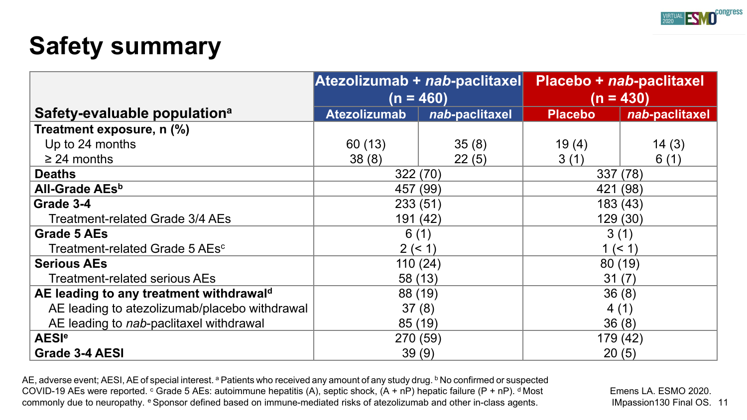# Safety summary

| Safety-evaluable population[a] | Atezolizumab + *nab*-paclitaxel (n = 460) | | Placebo + *nab*-paclitaxel (n = 430) | |
|---|---|---|---|---|
| | Atezolizumab | *nab*-paclitaxel | Placebo | *nab*-paclitaxel |
| **Treatment exposure, n (%)** | | | | |
| Up to 24 months | 60 (13) | 35 (8) | 19 (4) | 14 (3) |
| ≥ 24 months | 38 (8) | 22 (5) | 3 (1) | 6 (1) |
| **Deaths** | 322 (70) | | 337 (78) | |
| **All-Grade AEs[b]** | 457 (99) | | 421 (98) | |
| **Grade 3-4** | 233 (51) | | 183 (43) | |
| Treatment-related Grade 3/4 AEs | 191 (42) | | 129 (30) | |
| **Grade 5 AEs** | 6 (1) | | 3 (1) | |
| Treatment-related Grade 5 AEs[c] | 2 (< 1) | | 1 (< 1) | |
| **Serious AEs** | 110 (24) | | 80 (19) | |
| Treatment-related serious AEs | 58 (13) | | 31 (7) | |
| **AE leading to any treatment withdrawal[d]** | 88 (19) | | 36 (8) | |
| AE leading to atezolizumab/placebo withdrawal | 37 (8) | | 4 (1) | |
| AE leading to *nab*-paclitaxel withdrawal | 85 (19) | | 36 (8) | |
| **AESI[e]** | 270 (59) | | 179 (42) | |
| **Grade 3-4 AESI** | 39 (9) | | 20 (5) | |

AE, adverse event; AESI, AE of special interest. [a] Patients who received any amount of any study drug. [b] No confirmed or suspected COVID-19 AEs were reported. [c] Grade 5 AEs: autoimmune hepatitis (A), septic shock, (A + nP) hepatic failure (P + nP). [d] Most commonly due to neuropathy. [e] Sponsor defined based on immune-mediated risks of atezolizumab and other in-class agents.

Emens LA. ESMO 2020. IMpassion130 Final OS.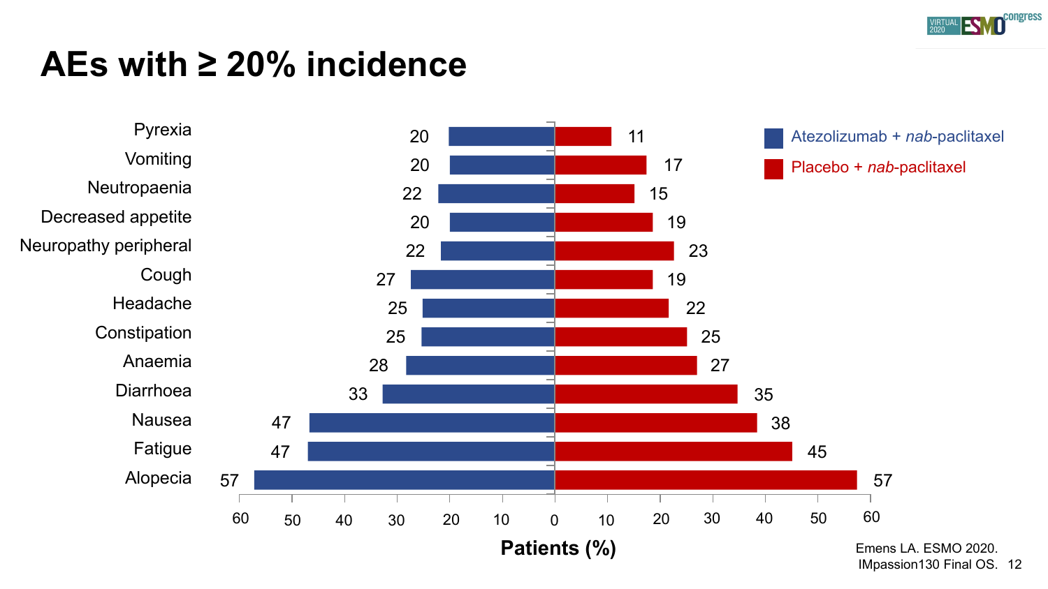# AEs with ≥ 20% incidence

| AE | Atezolizumab + *nab*-paclitaxel (Patients %) | Placebo + *nab*-paclitaxel (Patients %) |
| --- | --- | --- |
| Pyrexia | 20 | 11 |
| Vomiting | 20 | 17 |
| Neutropaenia | 22 | 15 |
| Decreased appetite | 20 | 19 |
| Neuropathy peripheral | 22 | 23 |
| Cough | 27 | 19 |
| Headache | 25 | 22 |
| Constipation | 25 | 25 |
| Anaemia | 28 | 27 |
| Diarrhoea | 33 | 35 |
| Nausea | 47 | 38 |
| Fatigue | 47 | 45 |
| Alopecia | 57 | 57 |

Patients (%)

Emens LA. ESMO 2020. IMpassion130 Final OS.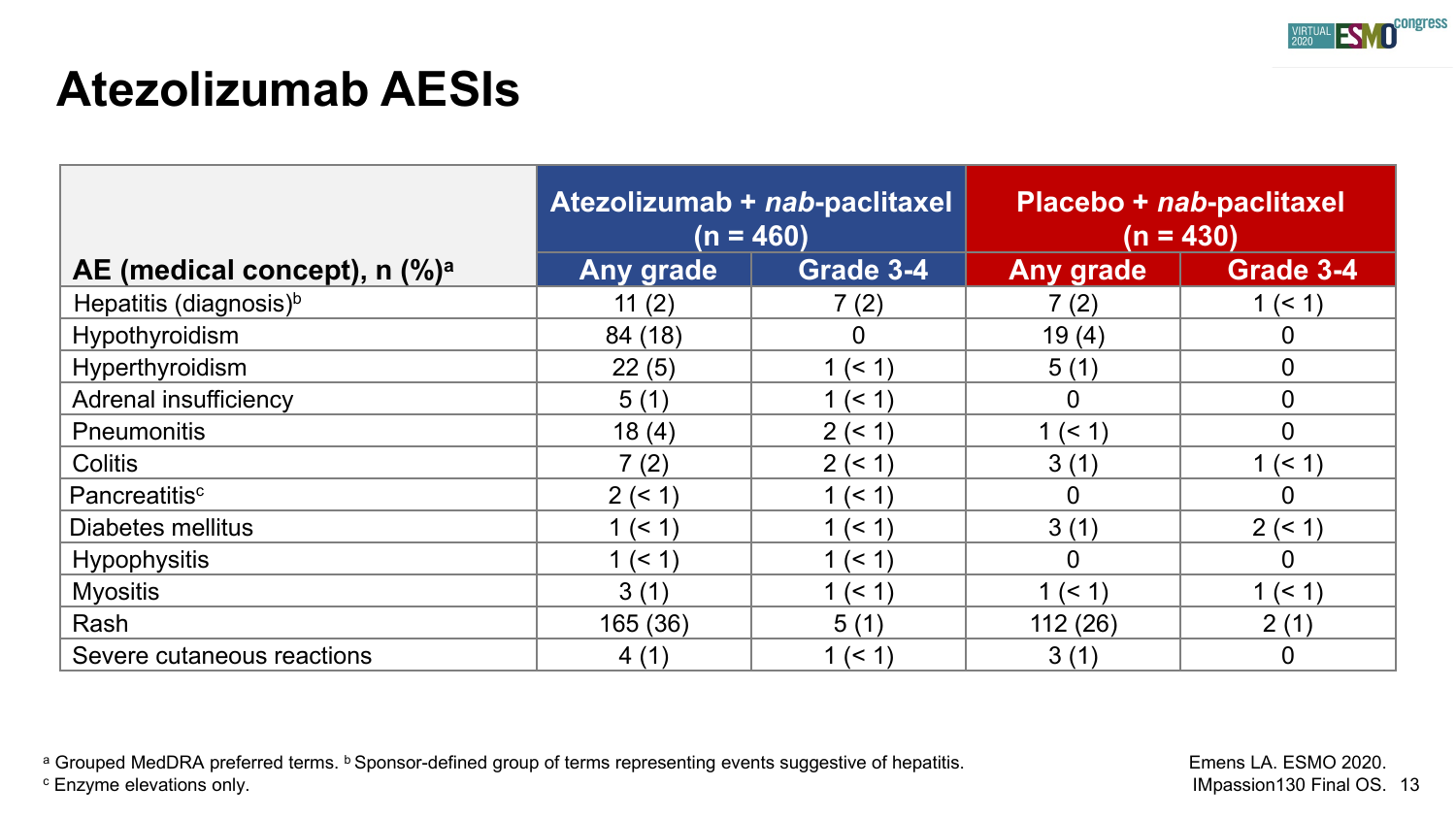# Atezolizumab AESIs

| AE (medical concept), n (%)[a] | Atezolizumab + *nab*-paclitaxel (n = 460) | | Placebo + *nab*-paclitaxel (n = 430) | |
|---|---|---|---|---|
| | Any grade | Grade 3-4 | Any grade | Grade 3-4 |
| Hepatitis (diagnosis)[b] | 11 (2) | 7 (2) | 7 (2) | 1 (< 1) |
| Hypothyroidism | 84 (18) | 0 | 19 (4) | 0 |
| Hyperthyroidism | 22 (5) | 1 (< 1) | 5 (1) | 0 |
| Adrenal insufficiency | 5 (1) | 1 (< 1) | 0 | 0 |
| Pneumonitis | 18 (4) | 2 (< 1) | 1 (< 1) | 0 |
| Colitis | 7 (2) | 2 (< 1) | 3 (1) | 1 (< 1) |
| Pancreatitis[c] | 2 (< 1) | 1 (< 1) | 0 | 0 |
| Diabetes mellitus | 1 (< 1) | 1 (< 1) | 3 (1) | 2 (< 1) |
| Hypophysitis | 1 (< 1) | 1 (< 1) | 0 | 0 |
| Myositis | 3 (1) | 1 (< 1) | 1 (< 1) | 1 (< 1) |
| Rash | 165 (36) | 5 (1) | 112 (26) | 2 (1) |
| Severe cutaneous reactions | 4 (1) | 1 (< 1) | 3 (1) | 0 |

[a] Grouped MedDRA preferred terms. [b] Sponsor-defined group of terms representing events suggestive of hepatitis.
[c] Enzyme elevations only.

Emens LA. ESMO 2020.
IMpassion130 Final OS.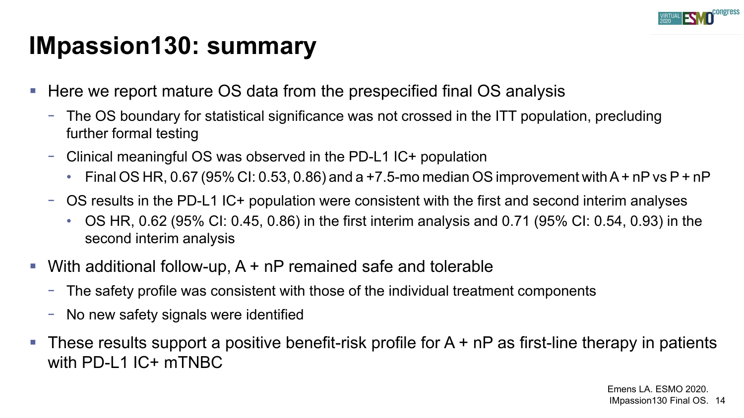# IMpassion130: summary

- Here we report mature OS data from the prespecified final OS analysis
  - The OS boundary for statistical significance was not crossed in the ITT population, precluding further formal testing
  - Clinical meaningful OS was observed in the PD-L1 IC+ population
    - Final OS HR, 0.67 (95% CI: 0.53, 0.86) and a +7.5-mo median OS improvement with A + nP vs P + nP
  - OS results in the PD-L1 IC+ population were consistent with the first and second interim analyses
    - OS HR, 0.62 (95% CI: 0.45, 0.86) in the first interim analysis and 0.71 (95% CI: 0.54, 0.93) in the second interim analysis
- With additional follow-up, A + nP remained safe and tolerable
  - The safety profile was consistent with those of the individual treatment components
  - No new safety signals were identified
- These results support a positive benefit-risk profile for A + nP as first-line therapy in patients with PD-L1 IC+ mTNBC

Emens LA. ESMO 2020. IMpassion130 Final OS.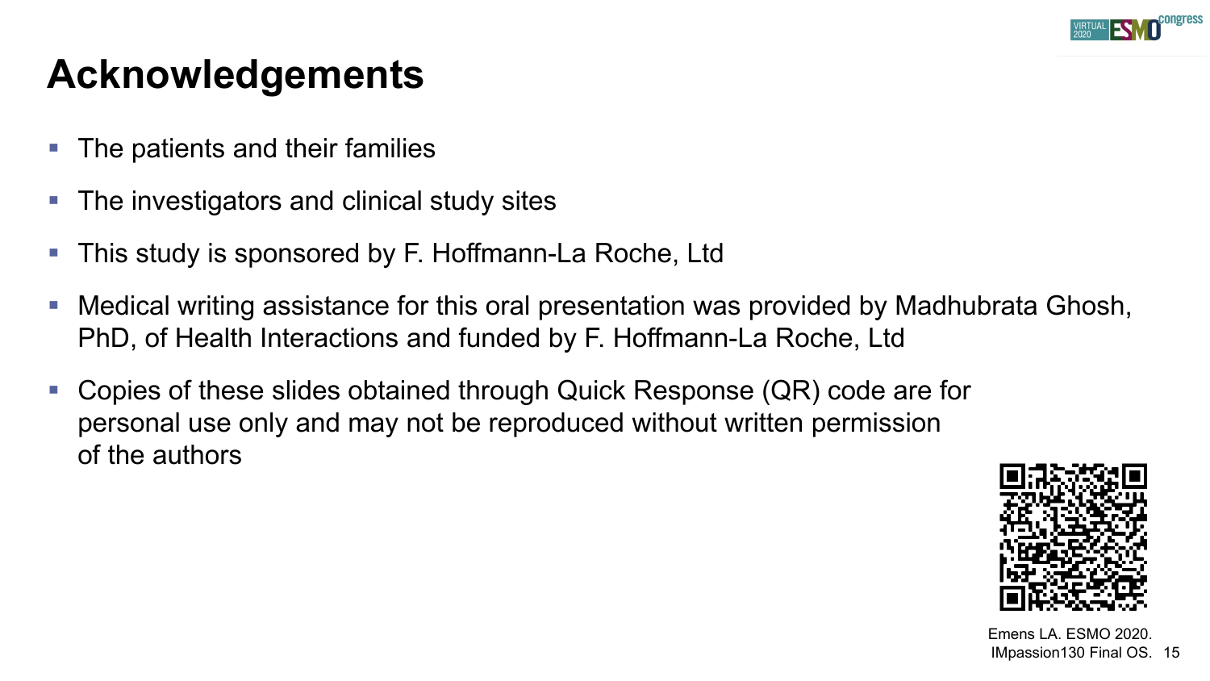# Acknowledgements

- The patients and their families
- The investigators and clinical study sites
- This study is sponsored by F. Hoffmann-La Roche, Ltd
- Medical writing assistance for this oral presentation was provided by Madhubrata Ghosh, PhD, of Health Interactions and funded by F. Hoffmann-La Roche, Ltd
- Copies of these slides obtained through Quick Response (QR) code are for personal use only and may not be reproduced without written permission of the authors